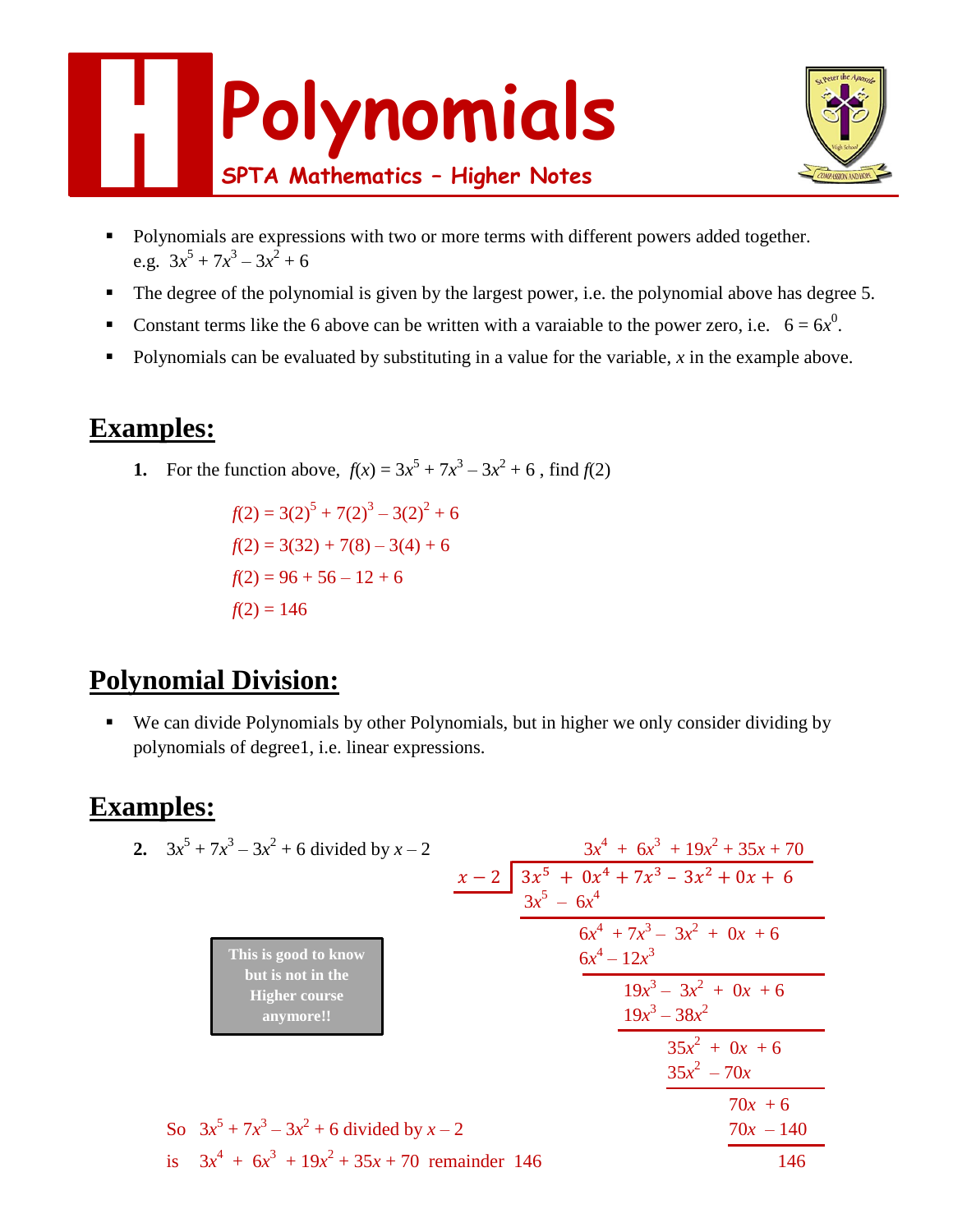# Polynomials

## SPTA Mathematics – Higher Notes

- Polynomials are expressions with two or more terms with different powers added together. e.g. $3x^5 + 7x^3 - 3x^2 + 6$
- The degree of the polynomial is given by the largest power, i.e. the polynomial above has degree 5.
- Constant terms like the 6 above can be written with a varaiable to the power zero, i.e. $6 = 6x^0$.
- Polynomials can be evaluated by substituting in a value for the variable, $x$ in the example above.

## Examples:

**1.** For the function above, $f(x) = 3x^5 + 7x^3 - 3x^2 + 6$ , find $f(2)$

$$f(2) = 3(2)^5 + 7(2)^3 - 3(2)^2 + 6$$
$$f(2) = 3(32) + 7(8) - 3(4) + 6$$
$$f(2) = 96 + 56 - 12 + 6$$
$$f(2) = 146$$

## Polynomial Division:

- We can divide Polynomials by other Polynomials, but in higher we only consider dividing by polynomials of degree1, i.e. linear expressions.

## Examples:

**2.** $3x^5 + 7x^3 - 3x^2 + 6$ divided by $x - 2$

**This is good to know but is not in the Higher course anymore!!**

$$
\begin{array}{r|l}
 & 3x^4 + 6x^3 + 19x^2 + 35x + 70 \\
x - 2 & 3x^5 + 0x^4 + 7x^3 - 3x^2 + 0x + 6 \\
 & 3x^5 - 6x^4 \\
\hline
 & 6x^4 + 7x^3 - 3x^2 + 0x + 6 \\
 & 6x^4 - 12x^3 \\
\hline
 & 19x^3 - 3x^2 + 0x + 6 \\
 & 19x^3 - 38x^2 \\
\hline
 & 35x^2 + 0x + 6 \\
 & 35x^2 - 70x \\
\hline
 & 70x + 6 \\
 & 70x - 140 \\
\hline
 & 146
\end{array}
$$

So $3x^5 + 7x^3 - 3x^2 + 6$ divided by $x - 2$

is $3x^4 + 6x^3 + 19x^2 + 35x + 70$ remainder $146$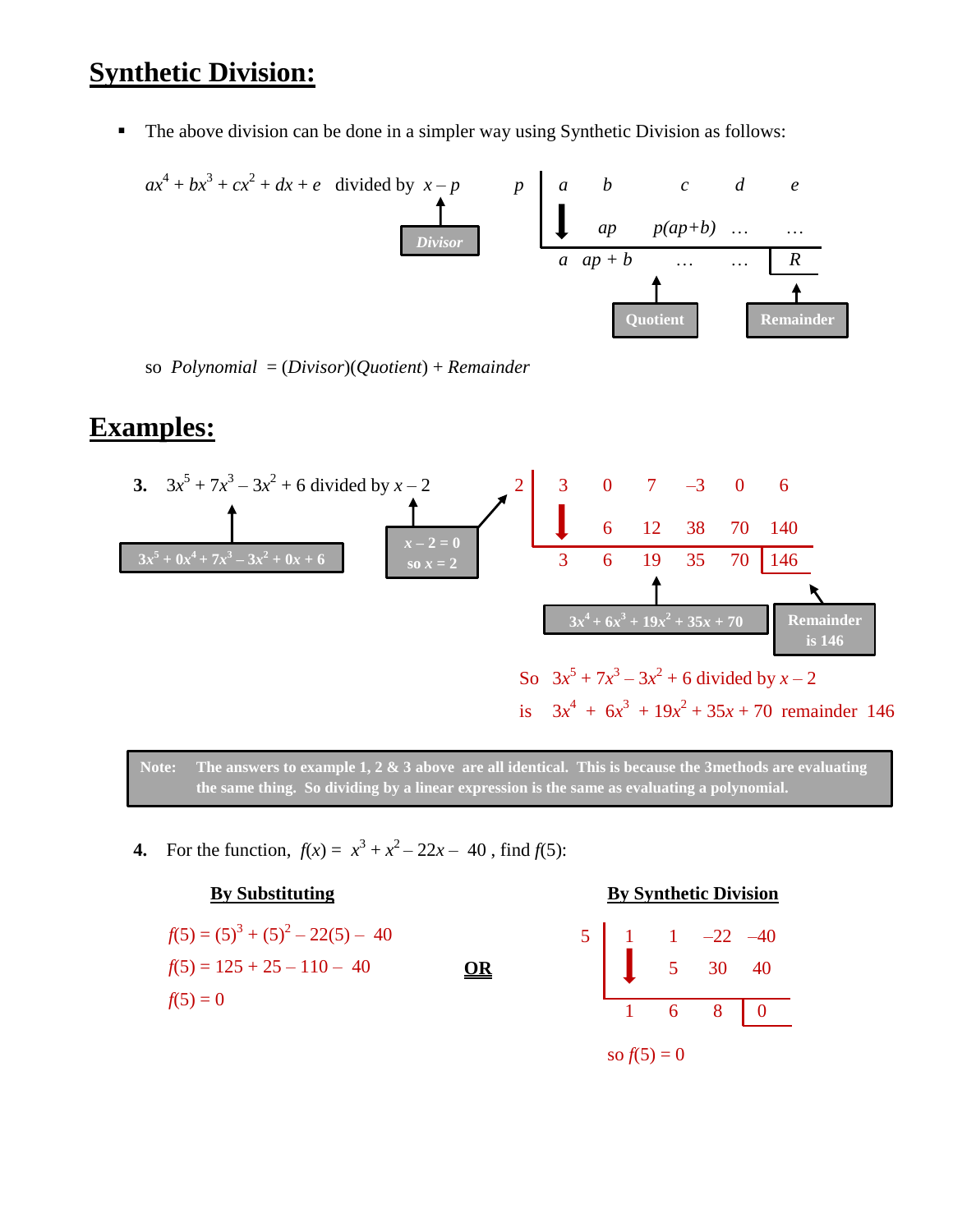# Synthetic Division:

- The above division can be done in a simpler way using Synthetic Division as follows:

$ax^4 + bx^3 + cx^2 + dx + e$ divided by $x - p$

**Divisor** (points to $x - p$)

| $p$ | $a$ | $b$ | $c$ | $d$ | $e$ |
|---|---|---|---|---|---|
| | ↓ | $ap$ | $p(ap+b)$ | … | … |
| | $a$ | $ap + b$ | … | … | $R$ |

**Quotient** (bottom row: $a$, $ap+b$, …) **Remainder** ($R$)

so *Polynomial* = (*Divisor*)(*Quotient*) + *Remainder*

# Examples:

**3.** $3x^5 + 7x^3 - 3x^2 + 6$ divided by $x - 2$

$3x^5 + 0x^4 + 7x^3 - 3x^2 + 0x + 6$

$x - 2 = 0$
so $x = 2$

| 2 | 3 | 0 | 7 | –3 | 0 | 6 |
|---|---|---|---|---|---|---|
| | ↓ | 6 | 12 | 38 | 70 | 140 |
| | 3 | 6 | 19 | 35 | 70 | 146 |

$3x^4 + 6x^3 + 19x^2 + 35x + 70$

Remainder is 146

So $3x^5 + 7x^3 - 3x^2 + 6$ divided by $x - 2$
is $3x^4 + 6x^3 + 19x^2 + 35x + 70$ remainder 146

> **Note: The answers to example 1, 2 & 3 above are all identical. This is because the 3methods are evaluating the same thing. So dividing by a linear expression is the same as evaluating a polynomial.**

**4.** For the function, $f(x) = x^3 + x^2 - 22x - 40$, find $f(5)$:

**By Substituting**

$f(5) = (5)^3 + (5)^2 - 22(5) - 40$
$f(5) = 125 + 25 - 110 - 40$
$f(5) = 0$

**OR**

**By Synthetic Division**

| 5 | 1 | 1 | –22 | –40 |
|---|---|---|---|---|
| | ↓ | 5 | 30 | 40 |
| | 1 | 6 | 8 | 0 |

so $f(5) = 0$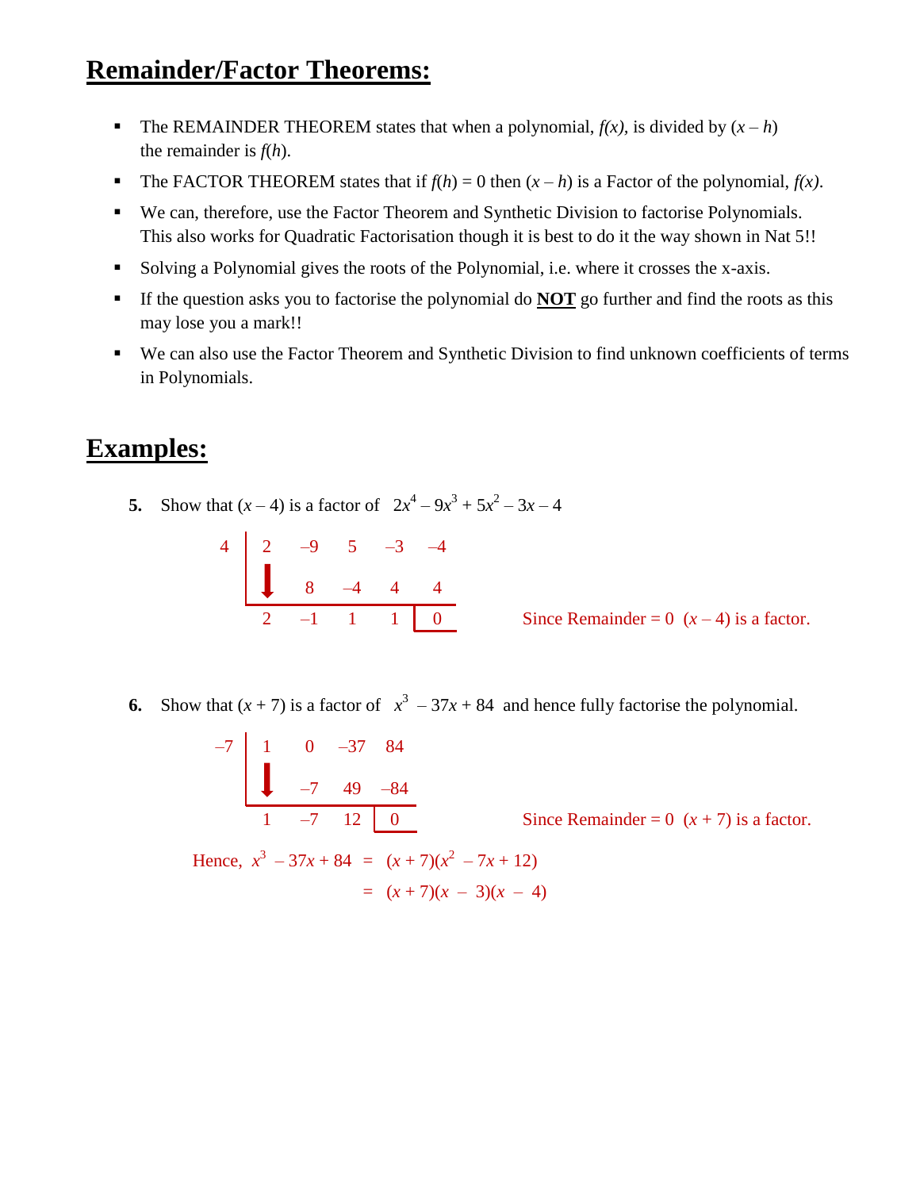## Remainder/Factor Theorems:

- The REMAINDER THEOREM states that when a polynomial, $f(x)$, is divided by $(x - h)$ the remainder is $f(h)$.
- The FACTOR THEOREM states that if $f(h) = 0$ then $(x - h)$ is a Factor of the polynomial, $f(x)$.
- We can, therefore, use the Factor Theorem and Synthetic Division to factorise Polynomials. This also works for Quadratic Factorisation though it is best to do it the way shown in Nat 5!!
- Solving a Polynomial gives the roots of the Polynomial, i.e. where it crosses the x-axis.
- If the question asks you to factorise the polynomial do **NOT** go further and find the roots as this may lose you a mark!!
- We can also use the Factor Theorem and Synthetic Division to find unknown coefficients of terms in Polynomials.

## Examples:

**5.** Show that $(x - 4)$ is a factor of $2x^4 - 9x^3 + 5x^2 - 3x - 4$

| 4 | 2 | –9 | 5 | –3 | –4 |
|---|---|---|---|---|---|
| | ↓ | 8 | –4 | 4 | 4 |
| | 2 | –1 | 1 | 1 | 0 |

Since Remainder = 0 $(x - 4)$ is a factor.

**6.** Show that $(x + 7)$ is a factor of $x^3 - 37x + 84$ and hence fully factorise the polynomial.

| –7 | 1 | 0 | –37 | 84 |
|---|---|---|---|---|
| | ↓ | –7 | 49 | –84 |
| | 1 | –7 | 12 | 0 |

Since Remainder = 0 $(x + 7)$ is a factor.

Hence, $x^3 - 37x + 84 = (x + 7)(x^2 - 7x + 12)$

$= (x + 7)(x - 3)(x - 4)$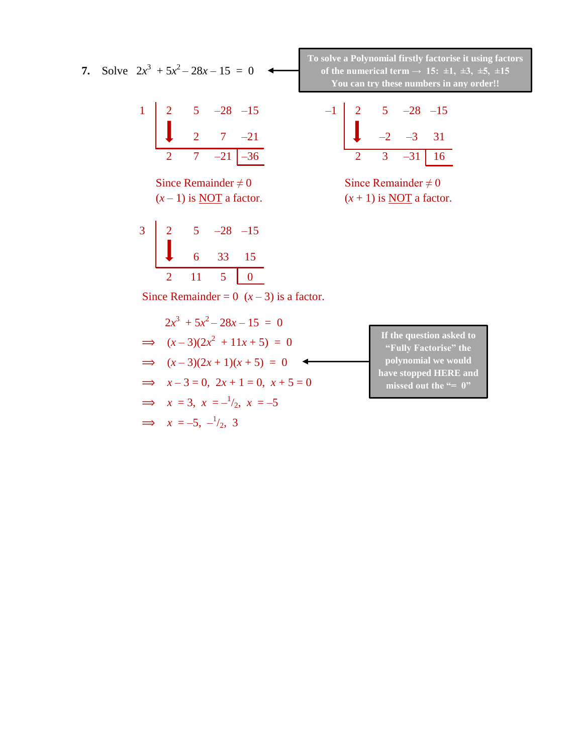**7.** Solve $2x^3 + 5x^2 - 28x - 15 = 0$

> **To solve a Polynomial firstly factorise it using factors of the numerical term → 15: ±1, ±3, ±5, ±15**
> **You can try these numbers in any order!!**

$$\begin{array}{c|cccc} 1 & 2 & 5 & -28 & -15 \\ & \downarrow & 2 & 7 & -21 \\ \hline & 2 & 7 & -21 & \boxed{-36} \end{array}$$

Since Remainder ≠ 0
$(x - 1)$ is <u>NOT</u> a factor.

$$\begin{array}{c|cccc} -1 & 2 & 5 & -28 & -15 \\ & \downarrow & -2 & -3 & 31 \\ \hline & 2 & 3 & -31 & \boxed{16} \end{array}$$

Since Remainder ≠ 0
$(x + 1)$ is <u>NOT</u> a factor.

$$\begin{array}{c|cccc} 3 & 2 & 5 & -28 & -15 \\ & \downarrow & 6 & 33 & 15 \\ \hline & 2 & 11 & 5 & \boxed{0} \end{array}$$

Since Remainder = 0 $(x - 3)$ is a factor.

$$2x^3 + 5x^2 - 28x - 15 = 0$$

$$\Rightarrow \quad (x - 3)(2x^2 + 11x + 5) = 0$$

$$\Rightarrow \quad (x - 3)(2x + 1)(x + 5) = 0$$

> **If the question asked to "Fully Factorise" the polynomial we would have stopped HERE and missed out the "= 0"**

$$\Rightarrow \quad x - 3 = 0, \; 2x + 1 = 0, \; x + 5 = 0$$

$$\Rightarrow \quad x = 3, \; x = -\tfrac{1}{2}, \; x = -5$$

$$\Rightarrow \quad x = -5, \; -\tfrac{1}{2}, \; 3$$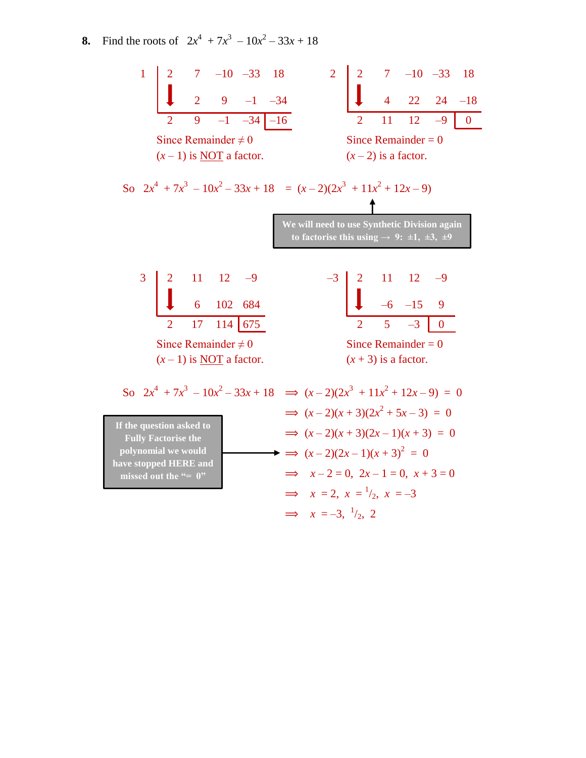**8.** Find the roots of $2x^4 + 7x^3 - 10x^2 - 33x + 18$

| 1 | 2 | 7 | –10 | –33 | 18 |
|---|---|---|---|---|---|
| | ↓ | 2 | 9 | –1 | –34 |
| | 2 | 9 | –1 | –34 | –16 |

Since Remainder ≠ 0
$(x - 1)$ is NOT a factor.

| 2 | 2 | 7 | –10 | –33 | 18 |
|---|---|---|---|---|---|
| | ↓ | 4 | 22 | 24 | –18 |
| | 2 | 11 | 12 | –9 | 0 |

Since Remainder = 0
$(x - 2)$ is a factor.

So $2x^4 + 7x^3 - 10x^2 - 33x + 18 = (x - 2)(2x^3 + 11x^2 + 12x - 9)$

**We will need to use Synthetic Division again to factorise this using → 9: ±1, ±3, ±9**

| 3 | 2 | 11 | 12 | –9 |
|---|---|---|---|---|
| | ↓ | 6 | 102 | 684 |
| | 2 | 17 | 114 | 675 |

Since Remainder ≠ 0
$(x - 1)$ is NOT a factor.

| –3 | 2 | 11 | 12 | –9 |
|---|---|---|---|---|
| | ↓ | –6 | –15 | 9 |
| | 2 | 5 | –3 | 0 |

Since Remainder = 0
$(x + 3)$ is a factor.

So $2x^4 + 7x^3 - 10x^2 - 33x + 18 \Rightarrow (x - 2)(2x^3 + 11x^2 + 12x - 9) = 0$

$\Rightarrow (x - 2)(x + 3)(2x^2 + 5x - 3) = 0$

$\Rightarrow (x - 2)(x + 3)(2x - 1)(x + 3) = 0$

$\Rightarrow (x - 2)(2x - 1)(x + 3)^2 = 0$

**If the question asked to Fully Factorise the polynomial we would have stopped HERE and missed out the "= 0"**

$\Rightarrow x - 2 = 0, \; 2x - 1 = 0, \; x + 3 = 0$

$\Rightarrow x = 2, \; x = {}^1/_2, \; x = -3$

$\Rightarrow x = -3, \; {}^1/_2, \; 2$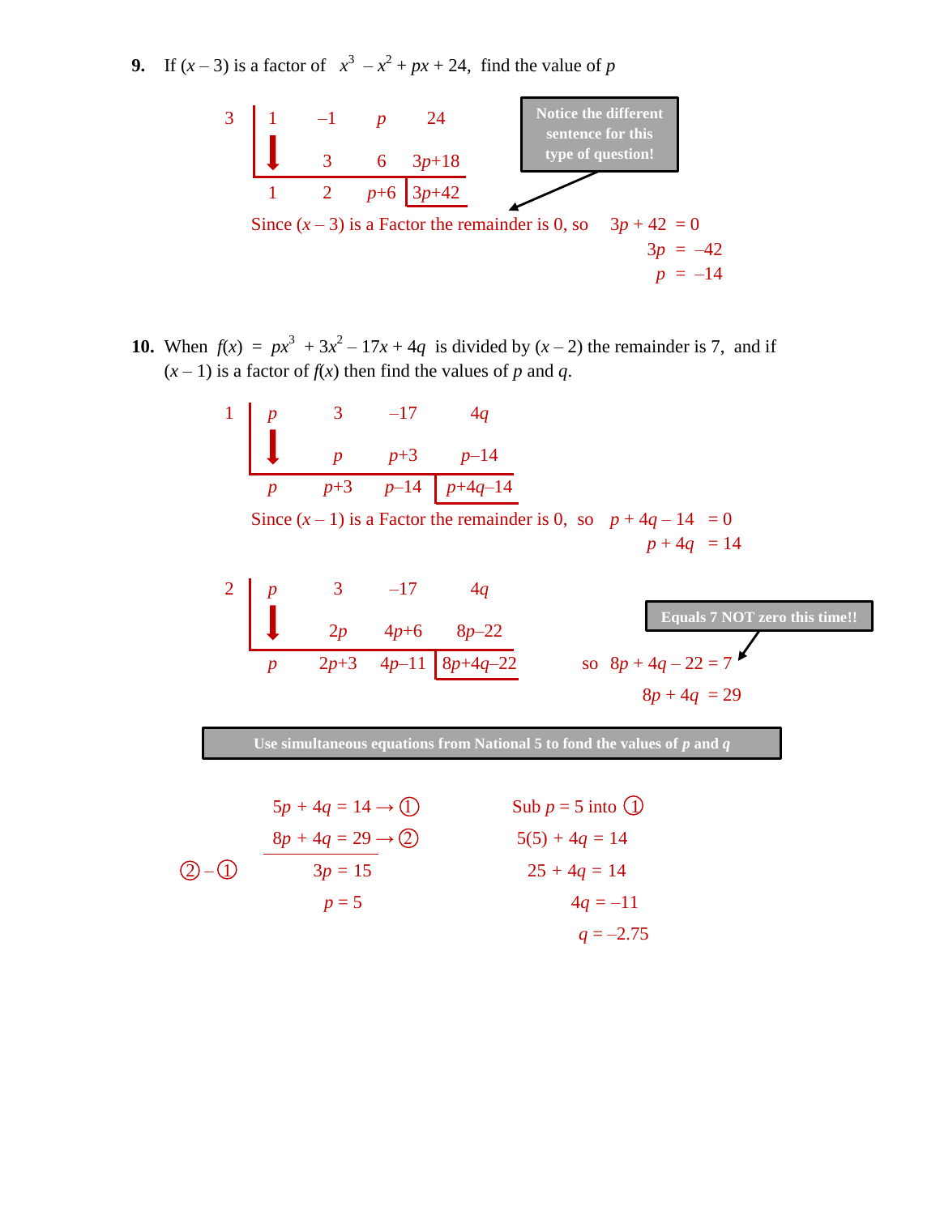**9.** If $(x - 3)$ is a factor of $x^3 - x^2 + px + 24$, find the value of $p$

$$\begin{array}{c|cccc} 3 & 1 & -1 & p & 24 \\ & \downarrow & 3 & 6 & 3p+18 \\ \hline & 1 & 2 & p+6 & 3p+42 \end{array}$$

> Notice the different sentence for this type of question!

Since $(x - 3)$ is a Factor the remainder is 0, so $3p + 42 = 0$

$3p = -42$

$p = -14$

**10.** When $f(x) = px^3 + 3x^2 - 17x + 4q$ is divided by $(x - 2)$ the remainder is 7, and if $(x - 1)$ is a factor of $f(x)$ then find the values of $p$ and $q$.

$$\begin{array}{c|cccc} 1 & p & 3 & -17 & 4q \\ & \downarrow & p & p+3 & p-14 \\ \hline & p & p+3 & p-14 & p+4q-14 \end{array}$$

Since $(x - 1)$ is a Factor the remainder is 0, so $p + 4q - 14 = 0$

$p + 4q = 14$

$$\begin{array}{c|cccc} 2 & p & 3 & -17 & 4q \\ & \downarrow & 2p & 4p+6 & 8p-22 \\ \hline & p & 2p+3 & 4p-11 & 8p+4q-22 \end{array}$$

> Equals 7 NOT zero this time!!

so $8p + 4q - 22 = 7$

$8p + 4q = 29$

> Use simultaneous equations from National 5 to fond the values of $p$ and $q$

$5p + 4q = 14 \rightarrow ①$

$8p + 4q = 29 \rightarrow ②$

$② - ①$: $3p = 15$

$p = 5$

Sub $p = 5$ into ①

$5(5) + 4q = 14$

$25 + 4q = 14$

$4q = -11$

$q = -2.75$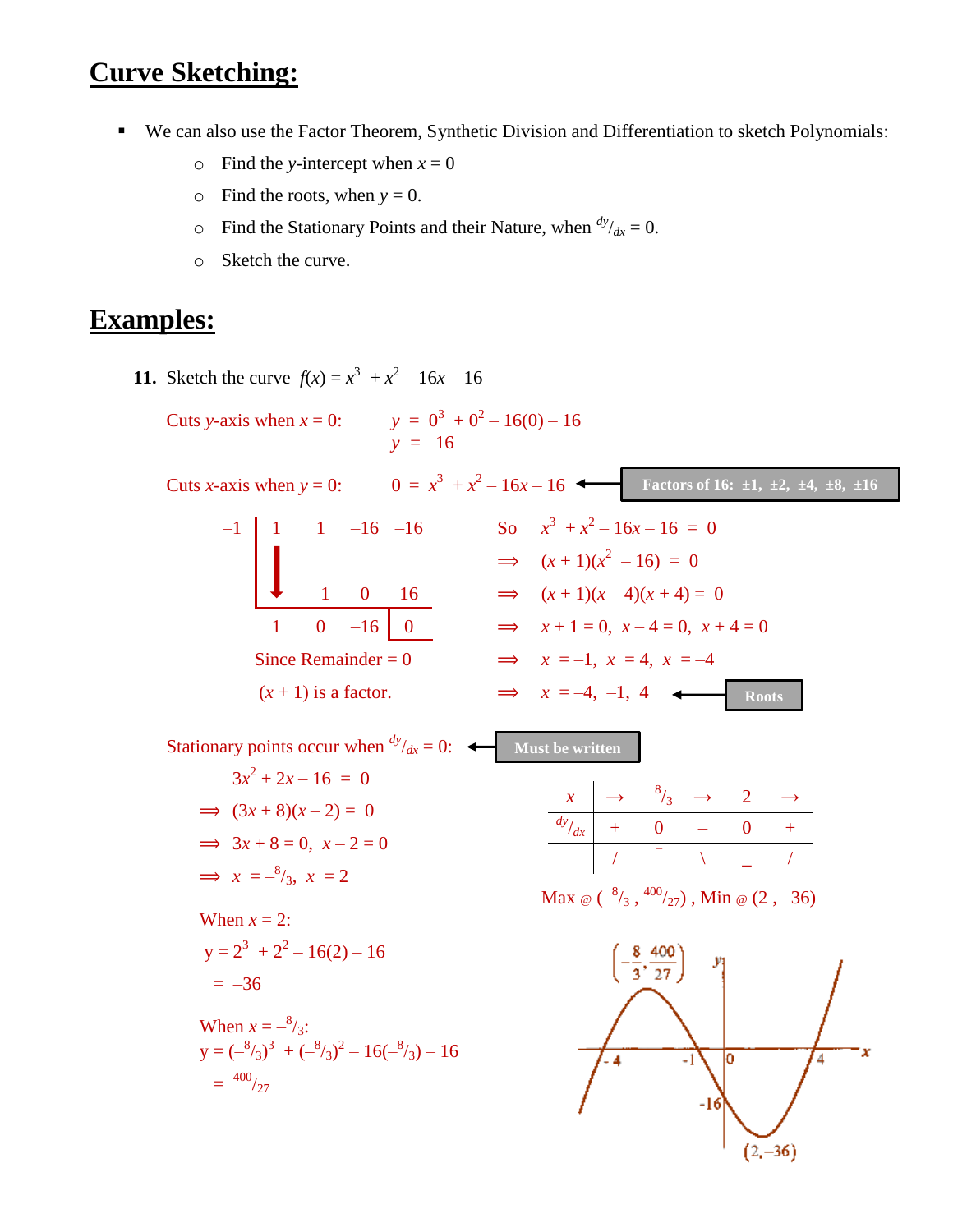# Curve Sketching:

- We can also use the Factor Theorem, Synthetic Division and Differentiation to sketch Polynomials:
  - Find the $y$-intercept when $x = 0$
  - Find the roots, when $y = 0$.
  - Find the Stationary Points and their Nature, when $^{dy}/_{dx} = 0$.
  - Sketch the curve.

# Examples:

**11.** Sketch the curve $f(x) = x^3 + x^2 - 16x - 16$

Cuts $y$-axis when $x = 0$:

$$y = 0^3 + 0^2 - 16(0) - 16$$
$$y = -16$$

Cuts $x$-axis when $y = 0$: $\quad 0 = x^3 + x^2 - 16x - 16$ ← **Factors of 16: ±1, ±2, ±4, ±8, ±16**

| $-1$ | $1$ | $1$ | $-16$ | $-16$ |
|---|---|---|---|---|
| | | $-1$ | $0$ | $16$ |
| | $1$ | $0$ | $-16$ | $0$ |

Since Remainder = 0

$(x + 1)$ is a factor.

So $x^3 + x^2 - 16x - 16 = 0$

$\Rightarrow (x + 1)(x^2 - 16) = 0$

$\Rightarrow (x + 1)(x - 4)(x + 4) = 0$

$\Rightarrow x + 1 = 0, \; x - 4 = 0, \; x + 4 = 0$

$\Rightarrow x = -1, \; x = 4, \; x = -4$

$\Rightarrow x = -4, \; -1, \; 4$ ← **Roots**

Stationary points occur when $^{dy}/_{dx} = 0$: ← **Must be written**

$3x^2 + 2x - 16 = 0$

$\Rightarrow (3x + 8)(x - 2) = 0$

$\Rightarrow 3x + 8 = 0, \; x - 2 = 0$

$\Rightarrow x = -^8/_3, \; x = 2$

| $x$ | → | $-^8/_3$ | → | $2$ | → |
|---|---|---|---|---|---|
| $^{dy}/_{dx}$ | + | 0 | – | 0 | + |
| | / | ‾ | \ | _ | / |

Max @ $(-^8/_3, \, ^{400}/_{27})$, Min @ $(2, -36)$

When $x = 2$:

$y = 2^3 + 2^2 - 16(2) - 16$

$= -36$

When $x = -^8/_3$:

$y = (-^8/_3)^3 + (-^8/_3)^2 - 16(-^8/_3) - 16$

$= ^{400}/_{27}$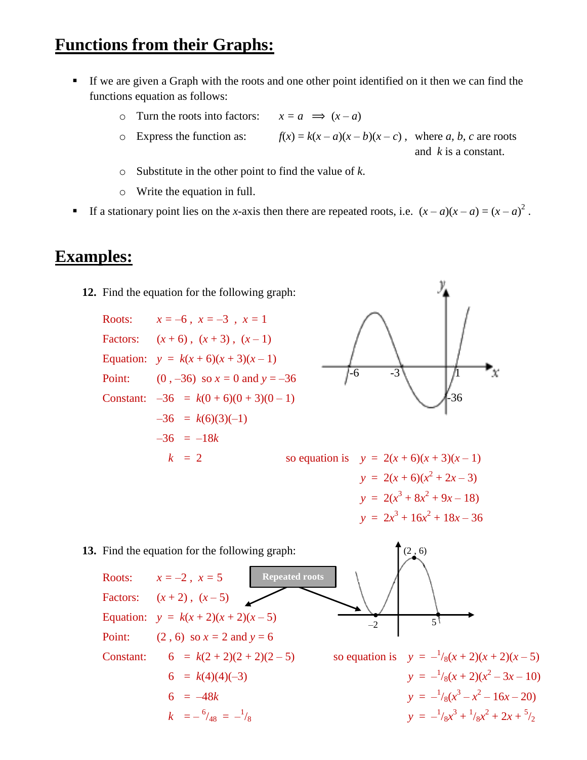# Functions from their Graphs:

- If we are given a Graph with the roots and one other point identified on it then we can find the functions equation as follows:
  - Turn the roots into factors: $x = a \implies (x - a)$
  - Express the function as: $f(x) = k(x - a)(x - b)(x - c)$ , where $a$, $b$, $c$ are roots and $k$ is a constant.
  - Substitute in the other point to find the value of $k$.
  - Write the equation in full.
- If a stationary point lies on the $x$-axis then there are repeated roots, i.e. $(x - a)(x - a) = (x - a)^2$ .

# Examples:

**12.** Find the equation for the following graph:

y
x
-6
-3
1
-36

Roots: $x = -6$ , $x = -3$ , $x = 1$

Factors: $(x + 6)$ , $(x + 3)$ , $(x - 1)$

Equation: $y = k(x + 6)(x + 3)(x - 1)$

Point: $(0, -36)$ so $x = 0$ and $y = -36$

Constant:
$$-36 = k(0 + 6)(0 + 3)(0 - 1)$$
$$-36 = k(6)(3)(-1)$$
$$-36 = -18k$$
$$k = 2$$

so equation is
$$y = 2(x + 6)(x + 3)(x - 1)$$
$$y = 2(x + 6)(x^2 + 2x - 3)$$
$$y = 2(x^3 + 8x^2 + 9x - 18)$$
$$y = 2x^3 + 16x^2 + 18x - 36$$

**13.** Find the equation for the following graph:

(2 , 6)
–2
5

Repeated roots

Roots: $x = -2$ , $x = 5$

Factors: $(x + 2)$ , $(x - 5)$

Equation: $y = k(x + 2)(x + 2)(x - 5)$

Point: $(2, 6)$ so $x = 2$ and $y = 6$

Constant:
$$6 = k(2 + 2)(2 + 2)(2 - 5)$$
$$6 = k(4)(4)(-3)$$
$$6 = -48k$$
$$k = -\tfrac{6}{48} = -\tfrac{1}{8}$$

so equation is
$$y = -\tfrac{1}{8}(x + 2)(x + 2)(x - 5)$$
$$y = -\tfrac{1}{8}(x + 2)(x^2 - 3x - 10)$$
$$y = -\tfrac{1}{8}(x^3 - x^2 - 16x - 20)$$
$$y = -\tfrac{1}{8}x^3 + \tfrac{1}{8}x^2 + 2x + \tfrac{5}{2}$$